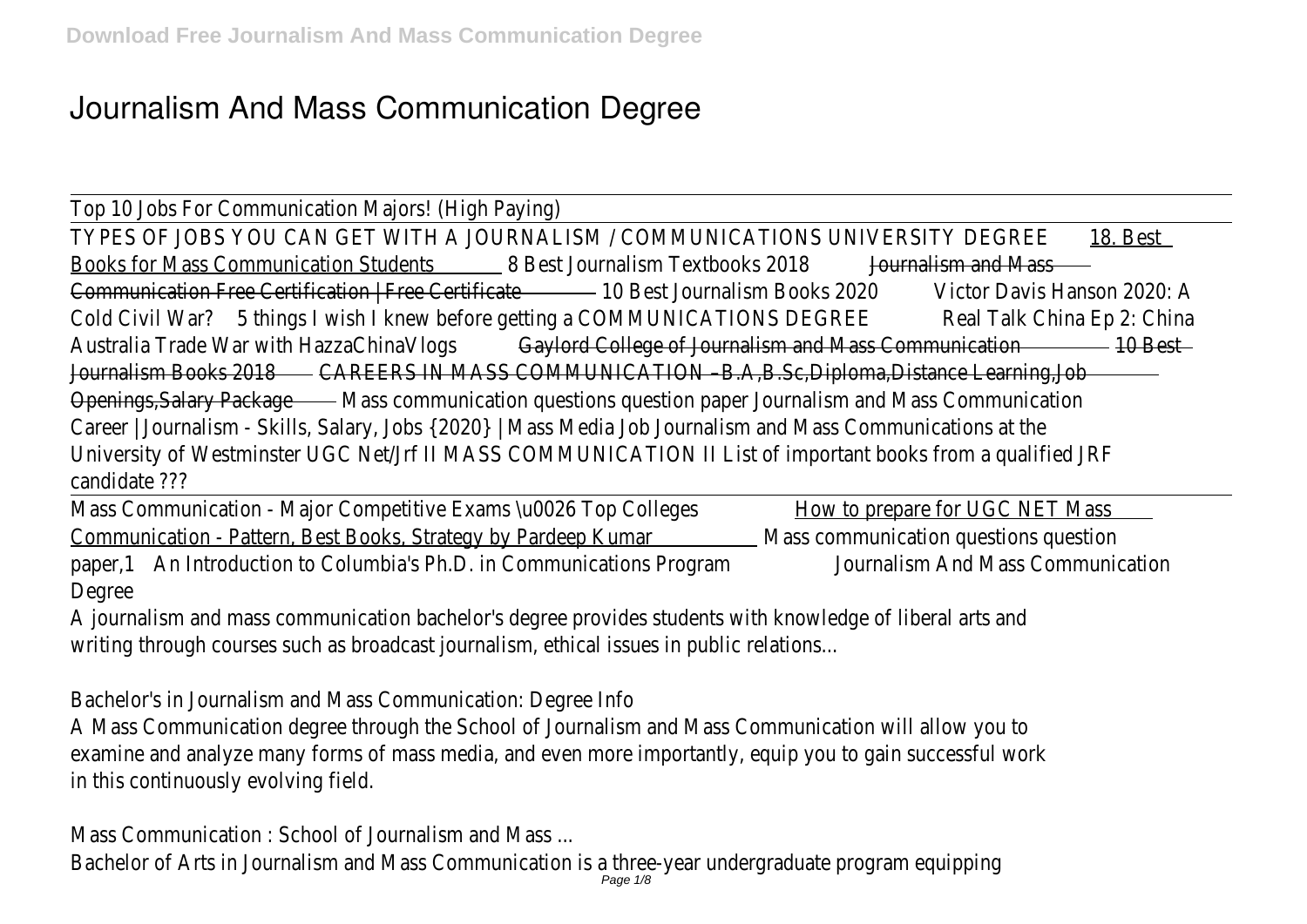# Journalism And Mass Communication Degree

Top 10 Jobs For Communication Majors! (High Paying)

TYPES OF JOBS YOU CAN GET WITH A JOURNALISM / COMMUNICATIONS UNIVERSITY DEGREE 18. Best Books for Mass Communication Students 8 Best Journalism Textbooks 2018 Journalism and Mass Communication Free Certification | Free Certificate 10 Best Journalism Books 2020 Victor Davis Hanson 2020: A Cold Civil War? 5 things I wish I knew before getting a COMMUNICATIONS DEGREE Real Talk China Ep 2: China Australia Trade War with HazzaChinaVlogs Gaylord College of Journalism and Mass Communication 10 Best Journalism Books 2018 CAREERS IN MASS COMMUNICATION –B.A,B.Sc,Diploma,Distance Learning,Job Openings,Salary Package Mass communication questions question paper Journalism and Mass Communication Career | Journalism - Skills, Salary, Jobs {2020} | Mass Media Job Journalism and Mass Communications at the University of Westminster UGC Net/Jrf II MASS COMMUNICATION II List of important books from a qualified JRF candidate ???

Mass Communication - Major Competitive Exams \u0026 Top Colleges How to prepare for UGC NET Mass Communication - Pattern, Best Books, Strategy by Pardeep Kumar Mass communication questions question paper,1 An Introduction to Columbia's Ph.D. in Communications Program Journalism And Mass Communication Degree

A journalism and mass communication bachelor's degree provides students with knowledge of liberal arts and writing through courses such as broadcast journalism, ethical issues in public relations...

Bachelor's in Journalism and Mass Communication: Degree Info

A Mass Communication degree through the School of Journalism and Mass Communication will allow you to examine and analyze many forms of mass media, and even more importantly, equip you to gain successful work in this continuously evolving field.

Mass Communication : School of Journalism and Mass ...

Bachelor of Arts in Journalism and Mass Communication is a three-year undergraduate program equipping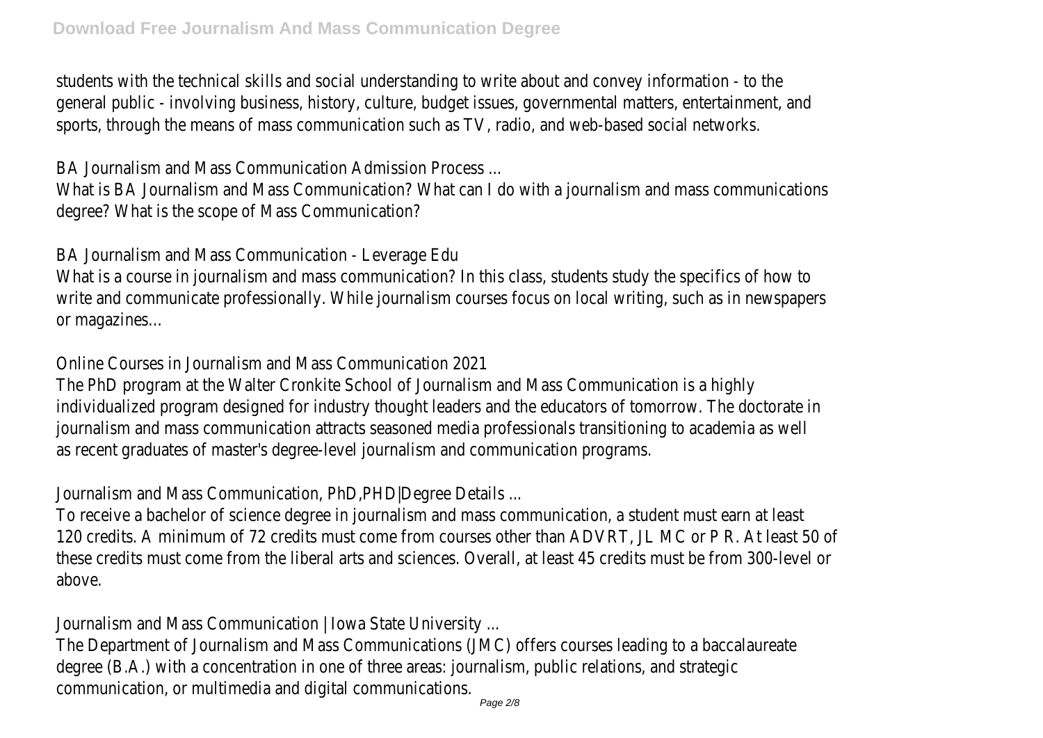students with the technical skills and social understanding to write about and convey information - to the general public - involving business, history, culture, budget issues, governmental matters, entertainment, and sports, through the means of mass communication such as TV, radio, and web-based social networks.

BA Journalism and Mass Communication Admission Process ...

What is BA Journalism and Mass Communication? What can I do with a journalism and mass communications degree? What is the scope of Mass Communication?

BA Journalism and Mass Communication - Leverage Edu

What is a course in journalism and mass communication? In this class, students study the specifics of how to write and communicate professionally. While journalism courses focus on local writing, such as in newspapers or magazines...

Online Courses in Journalism and Mass Communication 2021

The PhD program at the Walter Cronkite School of Journalism and Mass Communication is a highly individualized program designed for industry thought leaders and the educators of tomorrow. The doctorate in journalism and mass communication attracts seasoned media professionals transitioning to academia as well as recent graduates of master's degree-level journalism and communication programs.

Journalism and Mass Communication, PhD,PHD|Degree Details ...

To receive a bachelor of science degree in journalism and mass communication, a student must earn at least 120 credits. A minimum of 72 credits must come from courses other than ADVRT, JL MC or P R. At least 50 of these credits must come from the liberal arts and sciences. Overall, at least 45 credits must be from 300-level or above.

Journalism and Mass Communication | Iowa State University ...

The Department of Journalism and Mass Communications (JMC) offers courses leading to a baccalaureate degree (B.A.) with a concentration in one of three areas: journalism, public relations, and strategic communication, or multimedia and digital communications.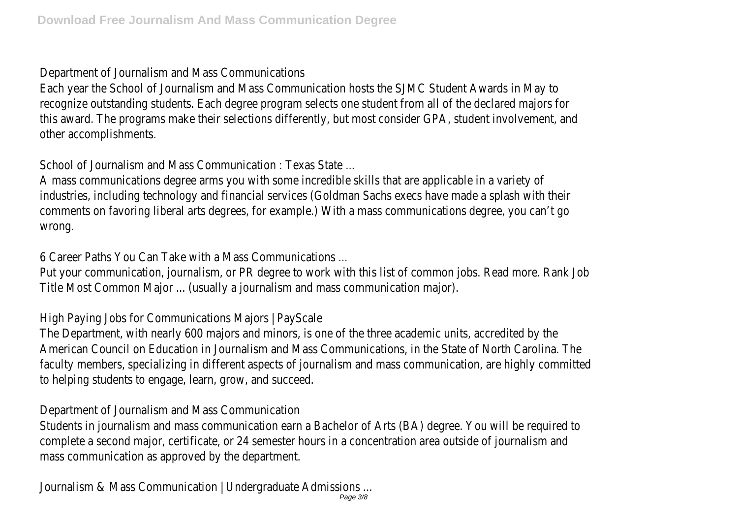Department of Journalism and Mass Communications

Each year the School of Journalism and Mass Communication hosts the SJMC Student Awards in May to recognize outstanding students. Each degree program selects one student from all of the declared majors for this award. The programs make their selections differently, but most consider GPA, student involvement, and other accomplishments.

School of Journalism and Mass Communication : Texas State ...

A mass communications degree arms you with some incredible skills that are applicable in a variety of industries, including technology and financial services (Goldman Sachs execs have made a splash with their comments on favoring liberal arts degrees, for example.) With a mass communications degree, you can't go wrong.

6 Career Paths You Can Take with a Mass Communications ...

Put your communication, journalism, or PR degree to work with this list of common jobs. Read more. Rank Job Title Most Common Major ... (usually a journalism and mass communication major).

High Paying Jobs for Communications Majors | PayScale

The Department, with nearly 600 majors and minors, is one of the three academic units, accredited by the American Council on Education in Journalism and Mass Communications, in the State of North Carolina. The faculty members, specializing in different aspects of journalism and mass communication, are highly committed to helping students to engage, learn, grow, and succeed.

Department of Journalism and Mass Communication

Students in journalism and mass communication earn a Bachelor of Arts (BA) degree. You will be required to complete a second major, certificate, or 24 semester hours in a concentration area outside of journalism and mass communication as approved by the department.

Journalism & Mass Communication | Undergraduate Admissions ...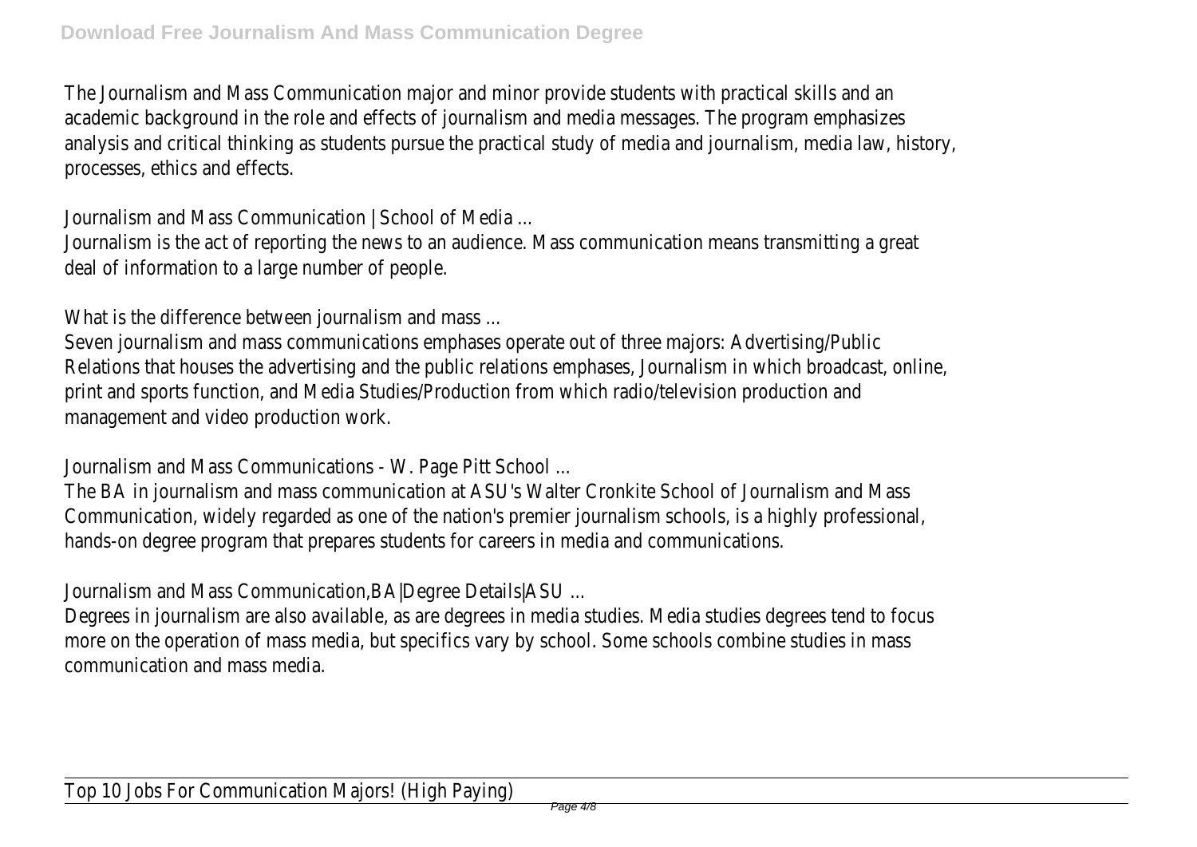The Journalism and Mass Communication major and minor provide students with practical skills and an academic background in the role and effects of journalism and media messages. The program emphasizes analysis and critical thinking as students pursue the practical study of media and journalism, media law, history, processes, ethics and effects.

Journalism and Mass Communication | School of Media ...

Journalism is the act of reporting the news to an audience. Mass communication means transmitting a great deal of information to a large number of people.

What is the difference between journalism and mass ...

Seven journalism and mass communications emphases operate out of three majors: Advertising/Public Relations that houses the advertising and the public relations emphases, Journalism in which broadcast, online, print and sports function, and Media Studies/Production from which radio/television production and management and video production work.

Journalism and Mass Communications - W. Page Pitt School ...

The BA in journalism and mass communication at ASU's Walter Cronkite School of Journalism and Mass Communication, widely regarded as one of the nation's premier journalism schools, is a highly professional, hands-on degree program that prepares students for careers in media and communications.

Journalism and Mass Communication,BA|Degree Details|ASU ...

Degrees in journalism are also available, as are degrees in media studies. Media studies degrees tend to focus more on the operation of mass media, but specifics vary by school. Some schools combine studies in mass communication and mass media.

Top 10 Jobs For Communication Majors! (High Paying)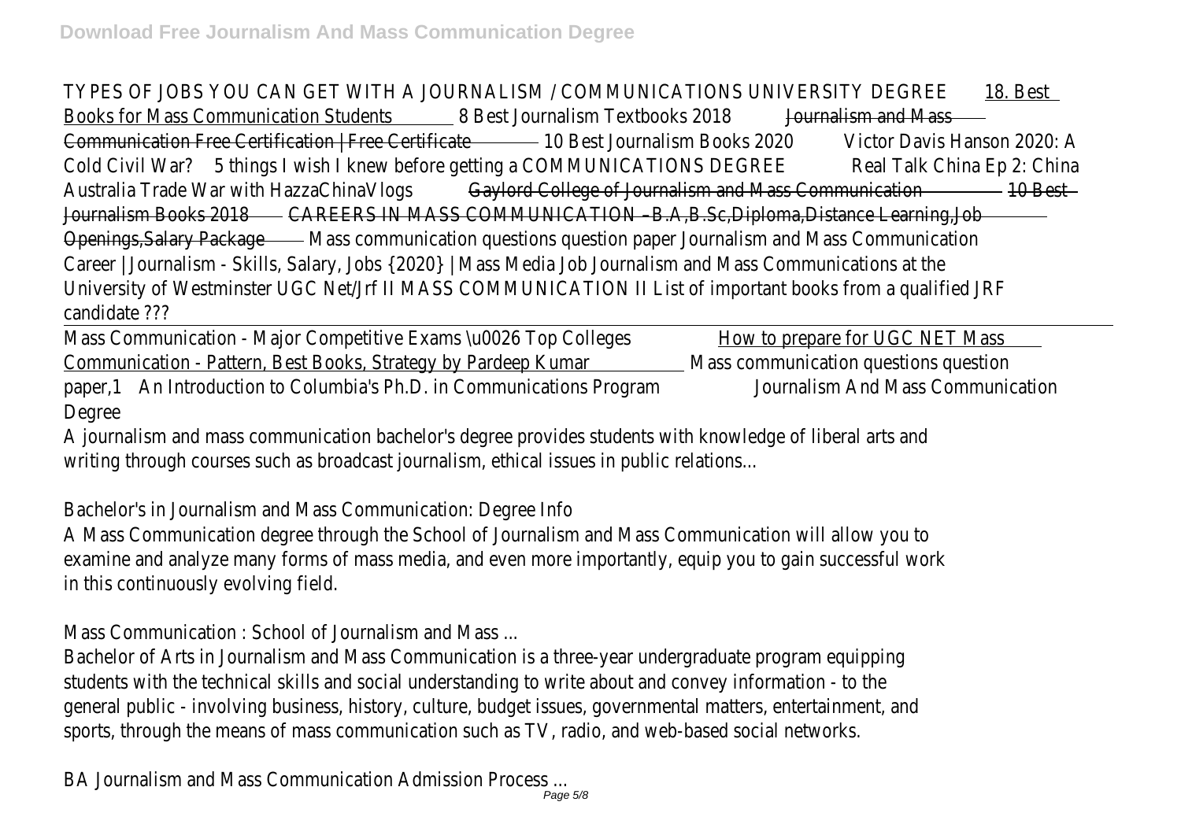TYPES OF JOBS YOU CAN GET WITH A JOURNALISM / COMMUNICATIONS UNIVERSITY DEGREE 18. Best Books for Mass Communication Students 8 Best Journalism Textbooks 2018 Journalism and Mass Communication Free Certification | Free Certificate 10 Best Journalism Books 2020 Victor Davis Hanson 2020: A Cold Civil War? 5 things I wish I knew before getting a COMMUNICATIONS DEGREE Real Talk China Ep 2: China Australia Trade War with HazzaChinaVlogs Gaylord College of Journalism and Mass Communication 10 Best Journalism Books 2018 CAREERS IN MASS COMMUNICATION –B.A,B.Sc,Diploma,Distance Learning,Job Openings,Salary Package Mass communication questions question paper Journalism and Mass Communication Career | Journalism - Skills, Salary, Jobs {2020} | Mass Media Job Journalism and Mass Communications at the University of Westminster UGC Net/Jrf II MASS COMMUNICATION II List of important books from a qualified JRF candidate ???

Mass Communication - Major Competitive Exams \u0026 Top Colleges How to prepare for UGC NET Mass Communication - Pattern, Best Books, Strategy by Pardeep Kumar Mass communication questions question paper,1 An Introduction to Columbia's Ph.D. in Communications Program Journalism And Mass Communication Degree

A journalism and mass communication bachelor's degree provides students with knowledge of liberal arts and writing through courses such as broadcast journalism, ethical issues in public relations...

Bachelor's in Journalism and Mass Communication: Degree Info

A Mass Communication degree through the School of Journalism and Mass Communication will allow you to examine and analyze many forms of mass media, and even more importantly, equip you to gain successful work in this continuously evolving field.

Mass Communication : School of Journalism and Mass ...

Bachelor of Arts in Journalism and Mass Communication is a three-year undergraduate program equipping students with the technical skills and social understanding to write about and convey information - to the general public - involving business, history, culture, budget issues, governmental matters, entertainment, and sports, through the means of mass communication such as TV, radio, and web-based social networks.

BA Journalism and Mass Communication Admission Process ...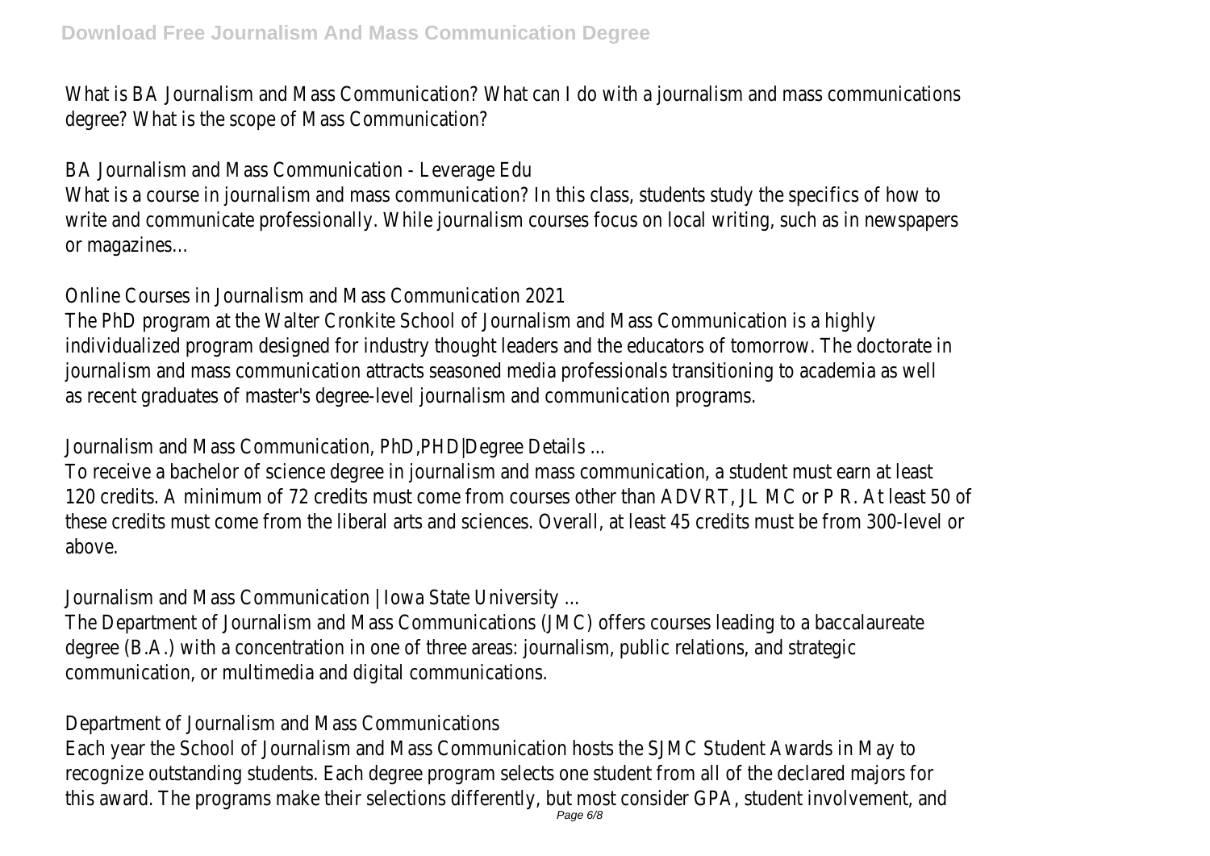What is BA Journalism and Mass Communication? What can I do with a journalism and mass communications degree? What is the scope of Mass Communication?

BA Journalism and Mass Communication - Leverage Edu

What is a course in journalism and mass communication? In this class, students study the specifics of how to write and communicate professionally. While journalism courses focus on local writing, such as in newspapers or magazines...

Online Courses in Journalism and Mass Communication 2021

The PhD program at the Walter Cronkite School of Journalism and Mass Communication is a highly individualized program designed for industry thought leaders and the educators of tomorrow. The doctorate in journalism and mass communication attracts seasoned media professionals transitioning to academia as well as recent graduates of master's degree-level journalism and communication programs.

Journalism and Mass Communication, PhD,PHD|Degree Details ...

To receive a bachelor of science degree in journalism and mass communication, a student must earn at least 120 credits. A minimum of 72 credits must come from courses other than ADVRT, JL MC or P R. At least 50 of these credits must come from the liberal arts and sciences. Overall, at least 45 credits must be from 300-level or above.

Journalism and Mass Communication | Iowa State University ...

The Department of Journalism and Mass Communications (JMC) offers courses leading to a baccalaureate degree (B.A.) with a concentration in one of three areas: journalism, public relations, and strategic communication, or multimedia and digital communications.

Department of Journalism and Mass Communications

Each year the School of Journalism and Mass Communication hosts the SJMC Student Awards in May to recognize outstanding students. Each degree program selects one student from all of the declared majors for this award. The programs make their selections differently, but most consider GPA, student involvement, and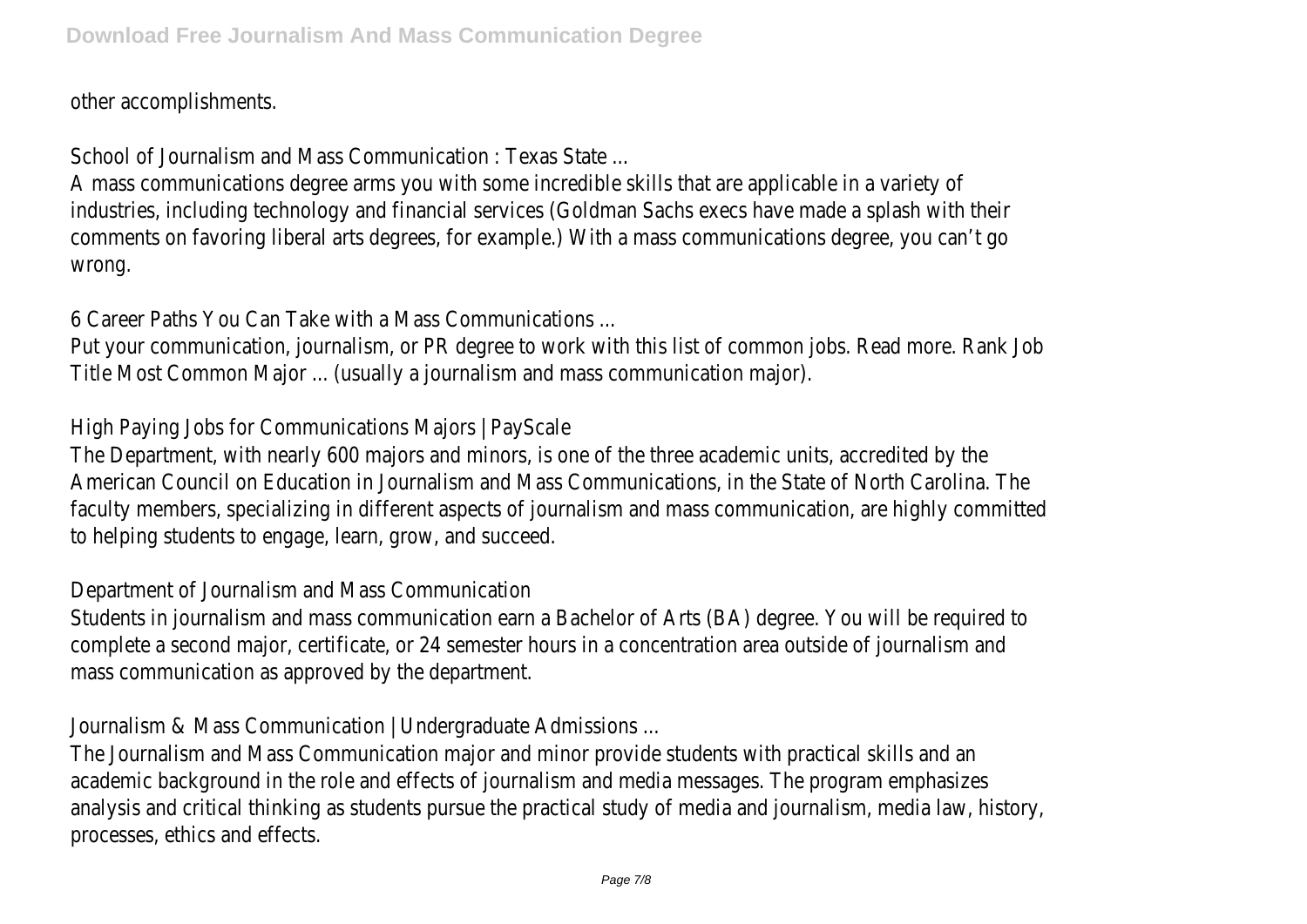other accomplishments.

School of Journalism and Mass Communication : Texas State ...
A mass communications degree arms you with some incredible skills that are applicable in a variety of industries, including technology and financial services (Goldman Sachs execs have made a splash with their comments on favoring liberal arts degrees, for example.) With a mass communications degree, you can't go wrong.

6 Career Paths You Can Take with a Mass Communications ...
Put your communication, journalism, or PR degree to work with this list of common jobs. Read more. Rank Job Title Most Common Major ... (usually a journalism and mass communication major).

High Paying Jobs for Communications Majors | PayScale
The Department, with nearly 600 majors and minors, is one of the three academic units, accredited by the American Council on Education in Journalism and Mass Communications, in the State of North Carolina. The faculty members, specializing in different aspects of journalism and mass communication, are highly committed to helping students to engage, learn, grow, and succeed.

Department of Journalism and Mass Communication
Students in journalism and mass communication earn a Bachelor of Arts (BA) degree. You will be required to complete a second major, certificate, or 24 semester hours in a concentration area outside of journalism and mass communication as approved by the department.

Journalism & Mass Communication | Undergraduate Admissions ...
The Journalism and Mass Communication major and minor provide students with practical skills and an academic background in the role and effects of journalism and media messages. The program emphasizes analysis and critical thinking as students pursue the practical study of media and journalism, media law, history, processes, ethics and effects.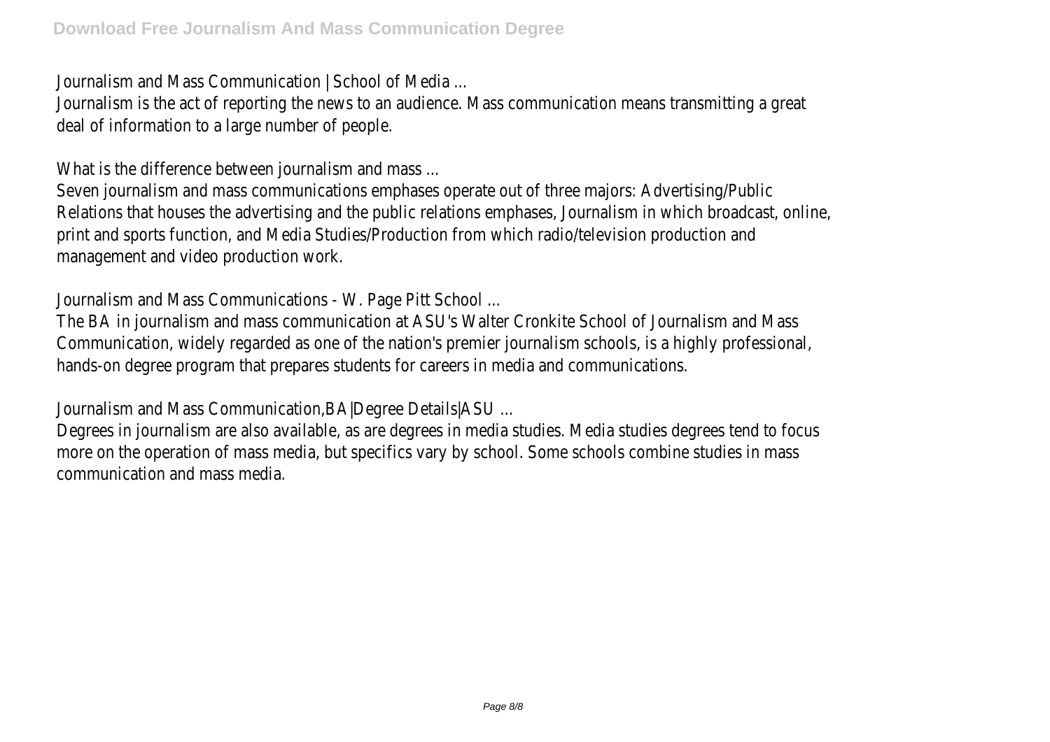Journalism and Mass Communication | School of Media ...

Journalism is the act of reporting the news to an audience. Mass communication means transmitting a great deal of information to a large number of people.

What is the difference between journalism and mass ...

Seven journalism and mass communications emphases operate out of three majors: Advertising/Public Relations that houses the advertising and the public relations emphases, Journalism in which broadcast, online, print and sports function, and Media Studies/Production from which radio/television production and management and video production work.

Journalism and Mass Communications - W. Page Pitt School ...

The BA in journalism and mass communication at ASU's Walter Cronkite School of Journalism and Mass Communication, widely regarded as one of the nation's premier journalism schools, is a highly professional, hands-on degree program that prepares students for careers in media and communications.

Journalism and Mass Communication,BA|Degree Details|ASU ...

Degrees in journalism are also available, as are degrees in media studies. Media studies degrees tend to focus more on the operation of mass media, but specifics vary by school. Some schools combine studies in mass communication and mass media.